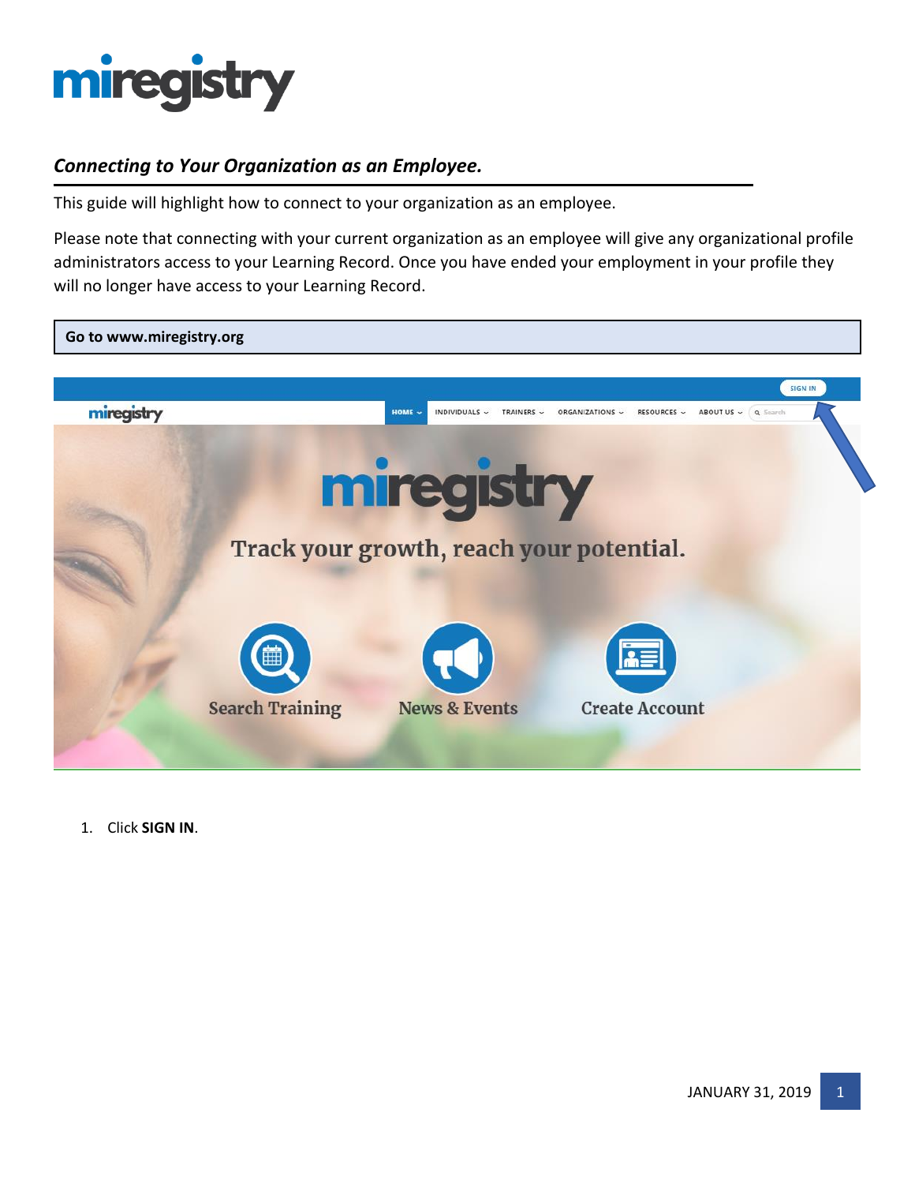# miregistry

## *Connecting to Your Organization as an Employee.*

This guide will highlight how to connect to your organization as an employee.

Please note that connecting with your current organization as an employee will give any organizational profile administrators access to your Learning Record. Once you have ended your employment in your profile they will no longer have access to your Learning Record.

**Go to www.miregistry.org**

1. Click **SIGN IN**.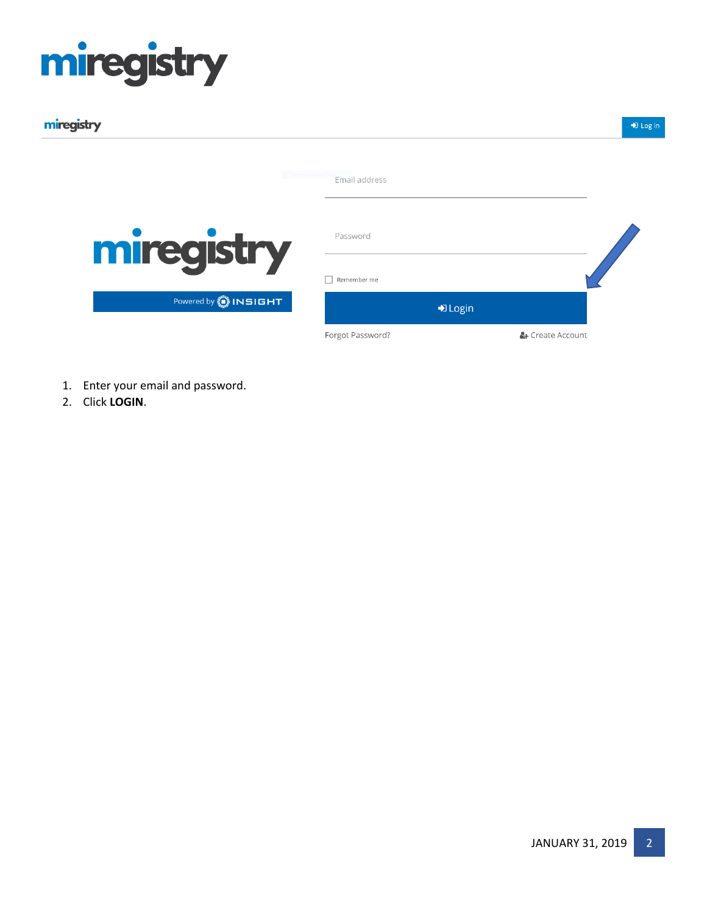1. Enter your email and password.
2. Click **LOGIN**.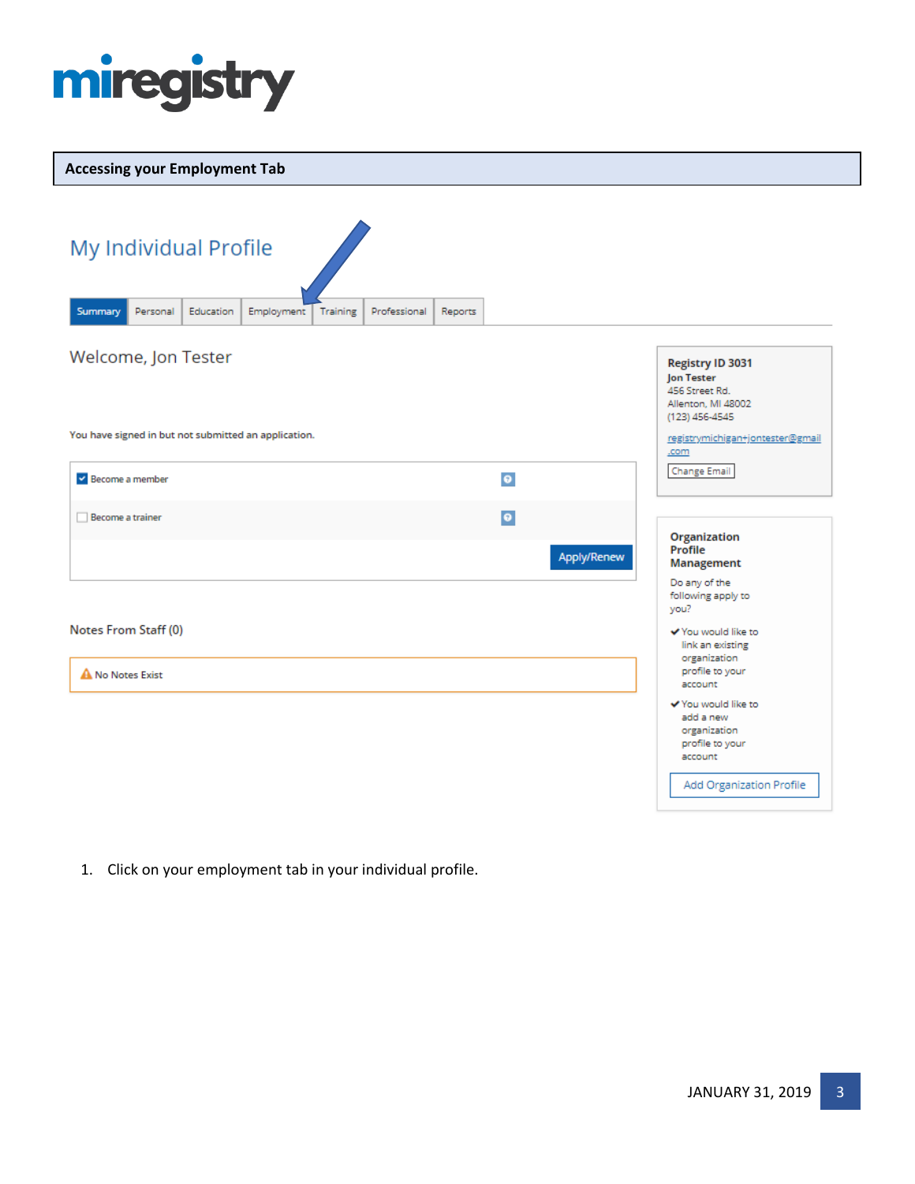## Accessing your Employment Tab

My Individual Profile

Summary | Personal | Education | Employment | Training | Professional | Reports

Welcome, Jon Tester

You have signed in but not submitted an application.

- [x] Become a member
- [ ] Become a trainer

Apply/Renew

Notes From Staff (0)

No Notes Exist

**Registry ID 3031**
**Jon Tester**
456 Street Rd.
Allenton, MI 48002
(123) 456-4545
registrymichigan+jontester@gmail.com

Change Email

**Organization Profile Management**

Do any of the following apply to you?

- You would like to link an existing organization profile to your account
- You would like to add a new organization profile to your account

Add Organization Profile

1. Click on your employment tab in your individual profile.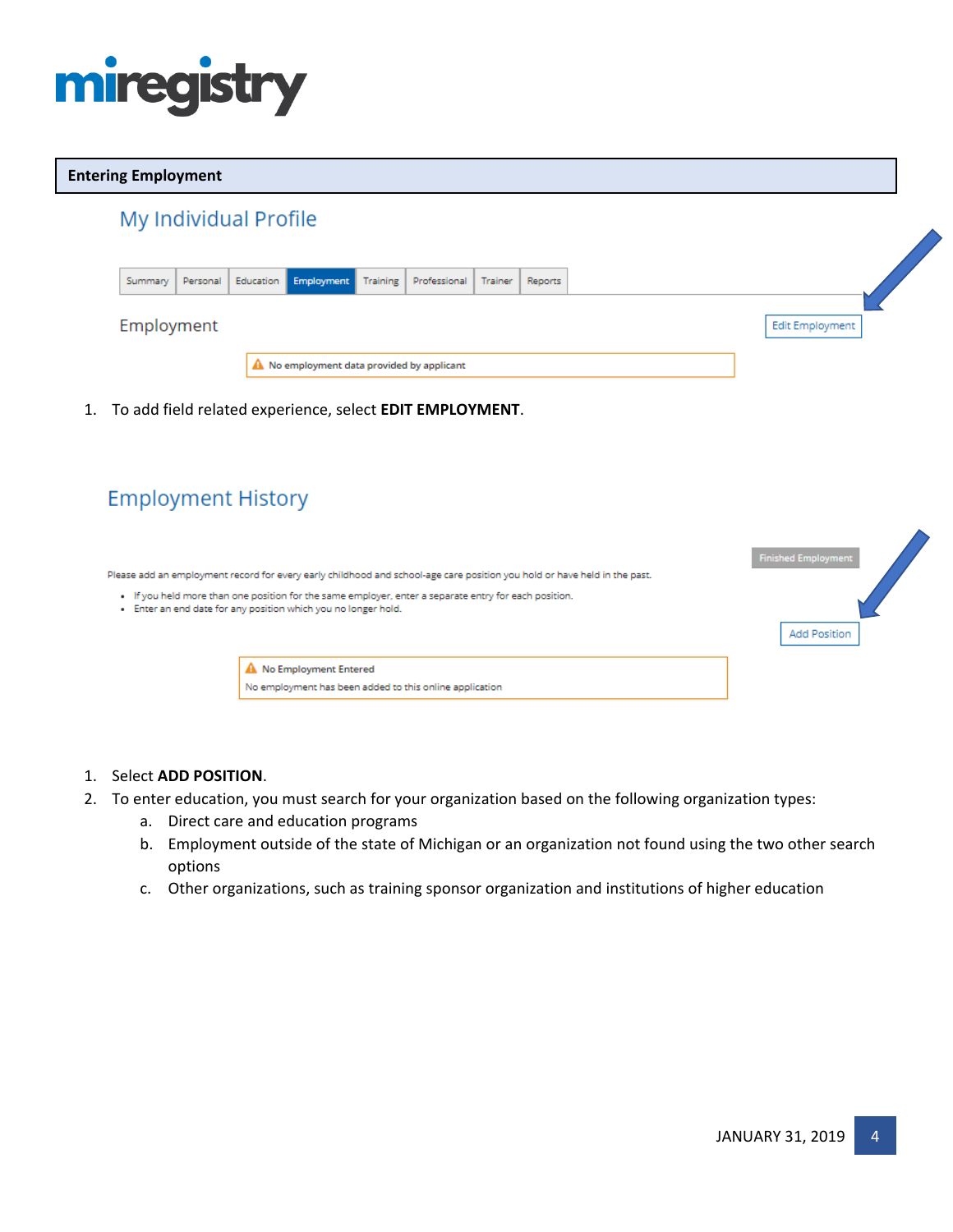## Entering Employment

### My Individual Profile

Summary | Personal | Education | Employment | Training | Professional | Trainer | Reports

Employment

Edit Employment

No employment data provided by applicant

1. To add field related experience, select **EDIT EMPLOYMENT**.

### Employment History

Finished Employment

Please add an employment record for every early childhood and school-age care position you hold or have held in the past.

- If you held more than one position for the same employer, enter a separate entry for each position.
- Enter an end date for any position which you no longer hold.

Add Position

No Employment Entered
No employment has been added to this online application

1. Select **ADD POSITION**.
2. To enter education, you must search for your organization based on the following organization types:
   a. Direct care and education programs
   b. Employment outside of the state of Michigan or an organization not found using the two other search options
   c. Other organizations, such as training sponsor organization and institutions of higher education

JANUARY 31, 2019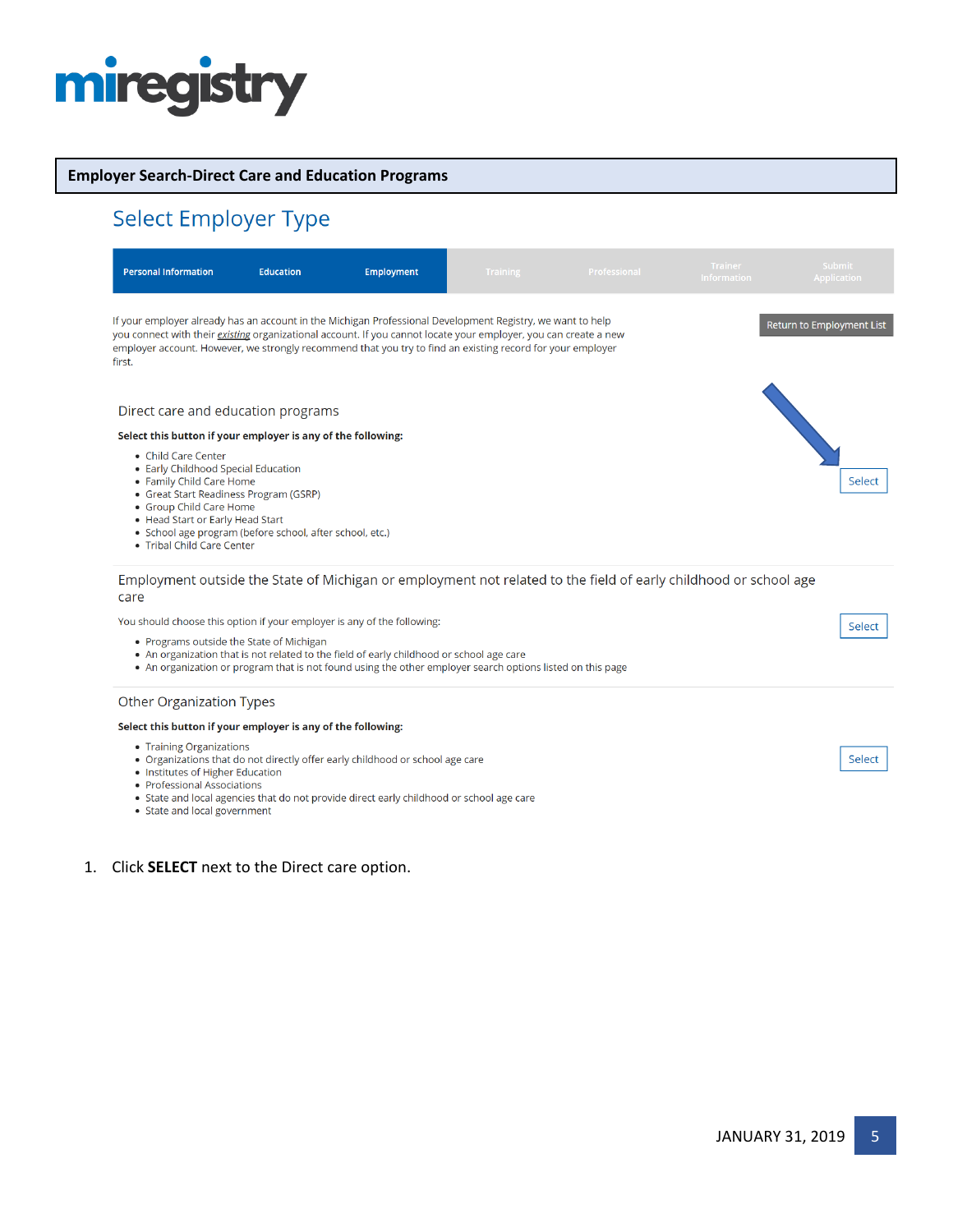**Employer Search-Direct Care and Education Programs**

## Select Employer Type

Personal Information | Education | Employment | Training | Professional | Trainer Information | Submit Application

If your employer already has an account in the Michigan Professional Development Registry, we want to help you connect with their *existing* organizational account. If you cannot locate your employer, you can create a new employer account. However, we strongly recommend that you try to find an existing record for your employer first.

Return to Employment List

### Direct care and education programs

**Select this button if your employer is any of the following:**

- Child Care Center
- Early Childhood Special Education
- Family Child Care Home
- Great Start Readiness Program (GSRP)
- Group Child Care Home
- Head Start or Early Head Start
- School age program (before school, after school, etc.)
- Tribal Child Care Center

Select

### Employment outside the State of Michigan or employment not related to the field of early childhood or school age care

You should choose this option if your employer is any of the following:

- Programs outside the State of Michigan
- An organization that is not related to the field of early childhood or school age care
- An organization or program that is not found using the other employer search options listed on this page

Select

### Other Organization Types

**Select this button if your employer is any of the following:**

- Training Organizations
- Organizations that do not directly offer early childhood or school age care
- Institutes of Higher Education
- Professional Associations
- State and local agencies that do not provide direct early childhood or school age care
- State and local government

Select

1. Click **SELECT** next to the Direct care option.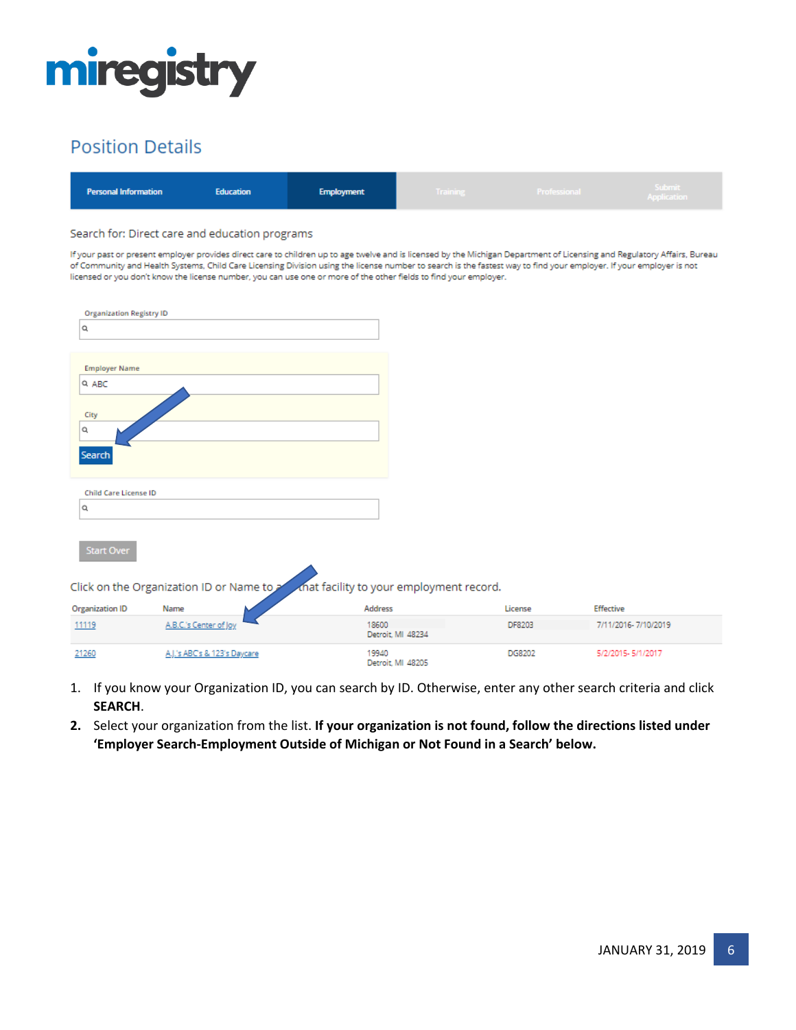# Position Details

| Personal Information | Education | Employment | Training | Professional | Submit Application |
|---|---|---|---|---|---|

Search for: Direct care and education programs

If your past or present employer provides direct care to children up to age twelve and is licensed by the Michigan Department of Licensing and Regulatory Affairs, Bureau of Community and Health Systems, Child Care Licensing Division using the license number to search is the fastest way to find your employer. If your employer is not licensed or you don't know the license number, you can use one or more of the other fields to find your employer.

Organization Registry ID

Employer Name

ABC

City

Search

Child Care License ID

Start Over

Click on the Organization ID or Name to add that facility to your employment record.

| Organization ID | Name | Address | License | Effective |
|---|---|---|---|---|
| 11119 | A.B.C.'s Center of Joy | 18600 Detroit, MI 48234 | DF8203 | 7/11/2016- 7/10/2019 |
| 21260 | A.J.'s ABC's & 123's Daycare | 19940 Detroit, MI 48205 | DG8202 | 5/2/2015- 5/1/2017 |

1. If you know your Organization ID, you can search by ID. Otherwise, enter any other search criteria and click **SEARCH**.
2. Select your organization from the list. **If your organization is not found, follow the directions listed under 'Employer Search-Employment Outside of Michigan or Not Found in a Search' below.**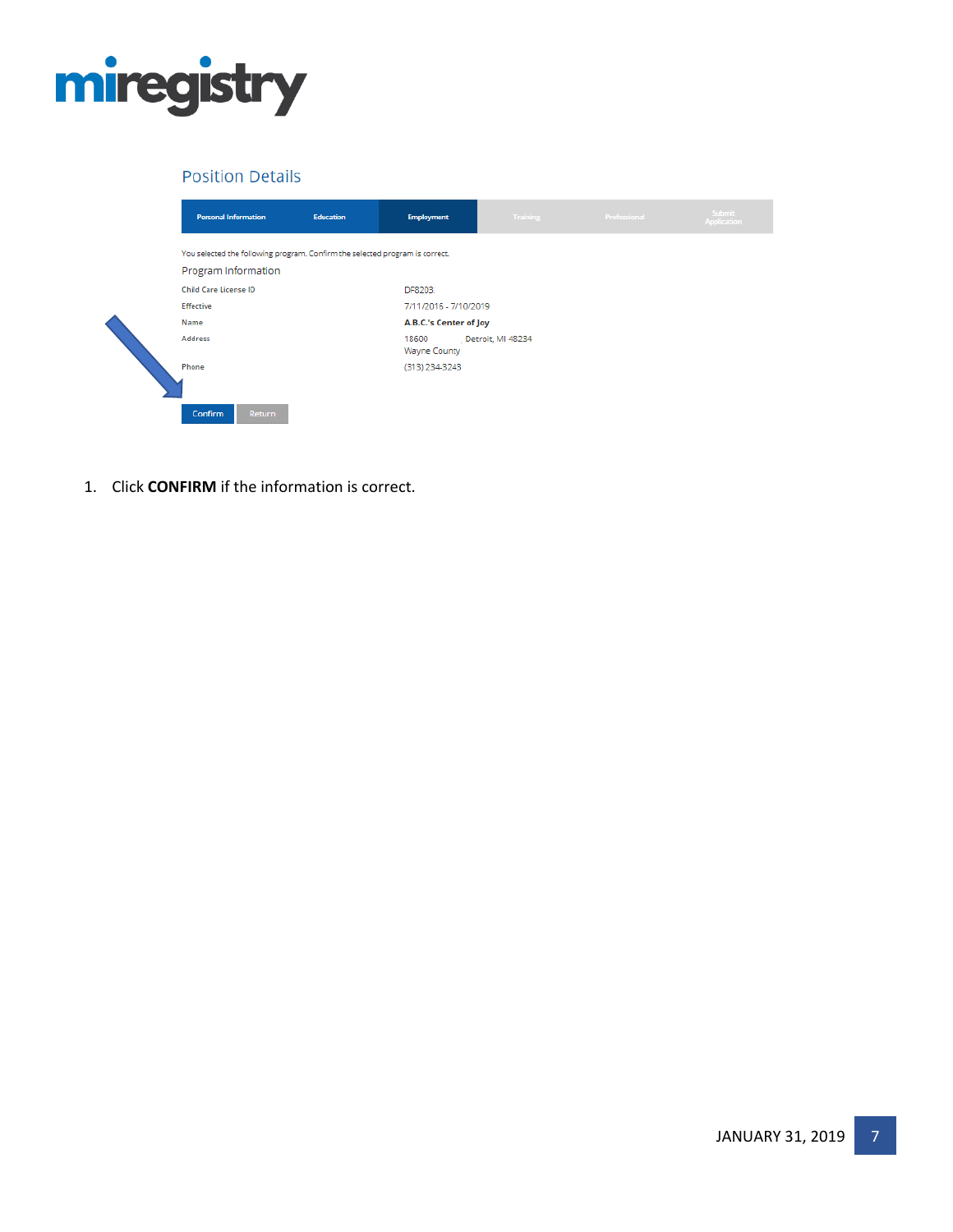## Position Details

Personal Information | Education | Employment | Training | Professional | Submit Application

You selected the following program. Confirm the selected program is correct.

### Program Information

| | |
|---|---|
| Child Care License ID | DF8203 |
| Effective | 7/11/2016 - 7/10/2019 |
| Name | **A.B.C.'s Center of Joy** |
| Address | 18600 Detroit, MI 48234<br>Wayne County |
| Phone | (313) 234-3243 |

Confirm | Return

1. Click **CONFIRM** if the information is correct.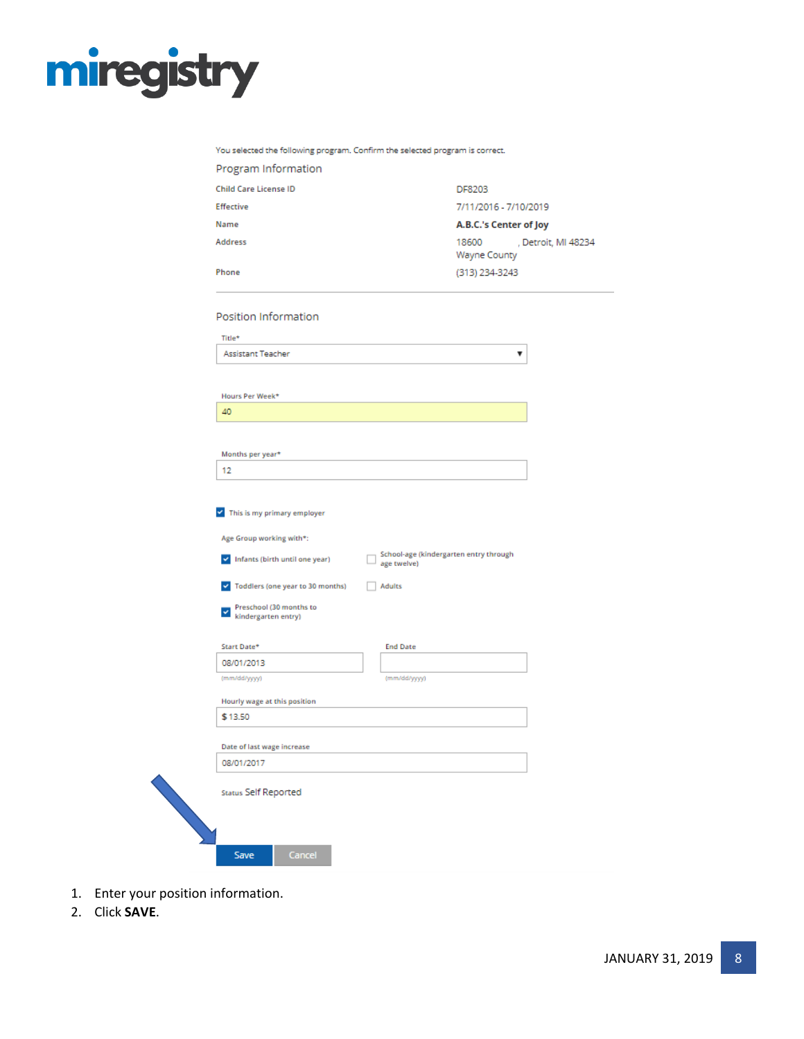You selected the following program. Confirm the selected program is correct.

## Program Information

| | |
|---|---|
| Child Care License ID | DF8203 |
| Effective | 7/11/2016 - 7/10/2019 |
| Name | **A.B.C.'s Center of Joy** |
| Address | 18600 , Detroit, MI 48234 Wayne County |
| Phone | (313) 234-3243 |

## Position Information

Title*

Assistant Teacher

Hours Per Week*

40

Months per year*

12

☑ This is my primary employer

Age Group working with*:

- ☑ Infants (birth until one year)
- ☐ School-age (kindergarten entry through age twelve)
- ☑ Toddlers (one year to 30 months)
- ☐ Adults
- ☑ Preschool (30 months to kindergarten entry)

Start Date*

08/01/2013

(mm/dd/yyyy)

End Date

(mm/dd/yyyy)

Hourly wage at this position

$ 13.50

Date of last wage increase

08/01/2017

Status Self Reported

Save | Cancel

1. Enter your position information.
2. Click **SAVE**.

JANUARY 31, 2019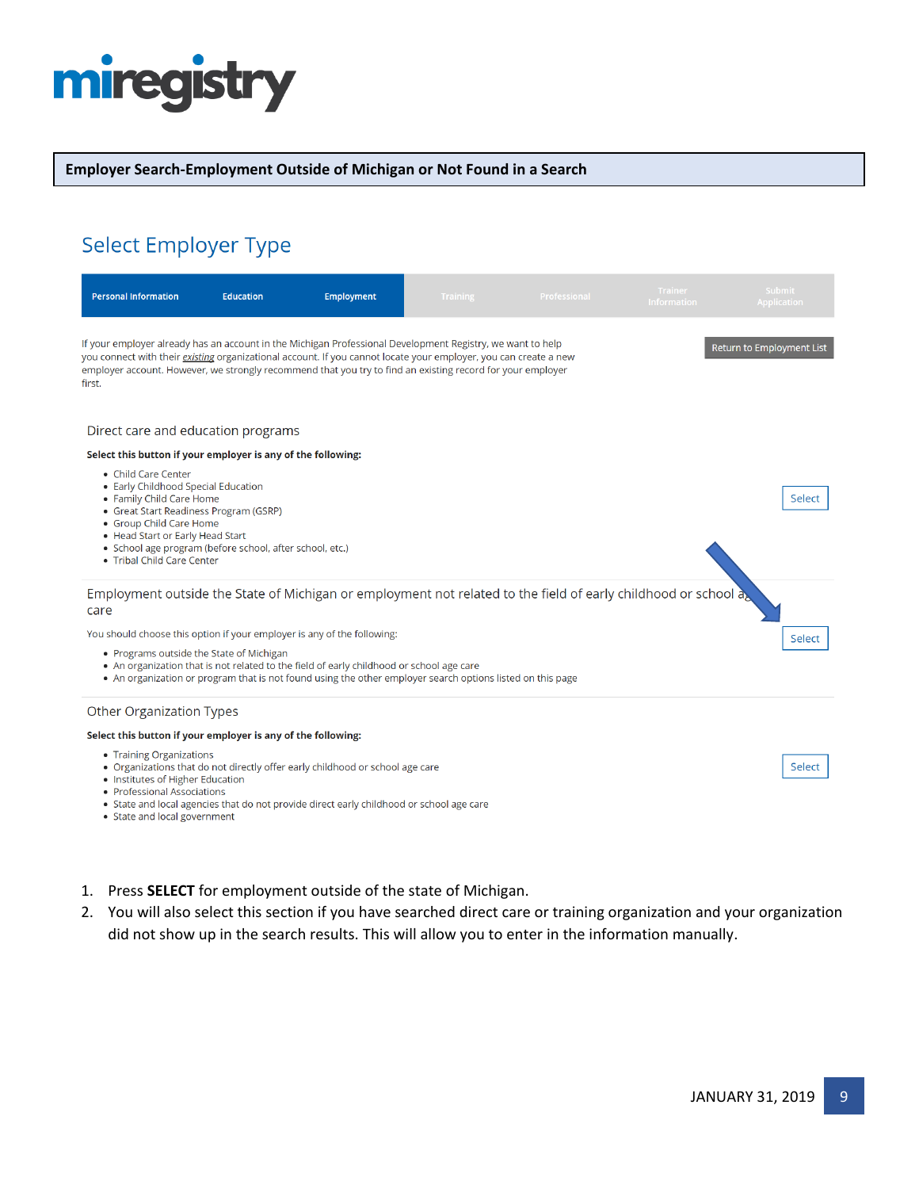**Employer Search-Employment Outside of Michigan or Not Found in a Search**

## Select Employer Type

Personal Information | Education | Employment | Training | Professional | Trainer Information | Submit Application

If your employer already has an account in the Michigan Professional Development Registry, we want to help you connect with their *existing* organizational account. If you cannot locate your employer, you can create a new employer account. However, we strongly recommend that you try to find an existing record for your employer first.

Return to Employment List

### Direct care and education programs

**Select this button if your employer is any of the following:**

- Child Care Center
- Early Childhood Special Education
- Family Child Care Home
- Great Start Readiness Program (GSRP)
- Group Child Care Home
- Head Start or Early Head Start
- School age program (before school, after school, etc.)
- Tribal Child Care Center

Select

### Employment outside the State of Michigan or employment not related to the field of early childhood or school age care

You should choose this option if your employer is any of the following:

- Programs outside the State of Michigan
- An organization that is not related to the field of early childhood or school age care
- An organization or program that is not found using the other employer search options listed on this page

Select

### Other Organization Types

**Select this button if your employer is any of the following:**

- Training Organizations
- Organizations that do not directly offer early childhood or school age care
- Institutes of Higher Education
- Professional Associations
- State and local agencies that do not provide direct early childhood or school age care
- State and local government

Select

1. Press **SELECT** for employment outside of the state of Michigan.
2. You will also select this section if you have searched direct care or training organization and your organization did not show up in the search results. This will allow you to enter in the information manually.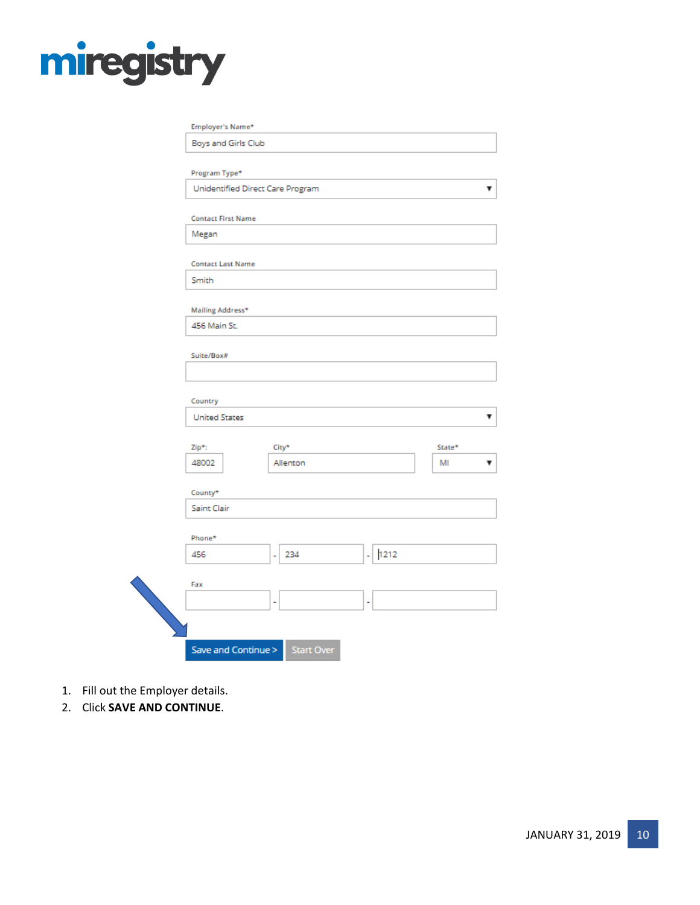Employer's Name*

Boys and Girls Club

Program Type*

Unidentified Direct Care Program

Contact First Name

Megan

Contact Last Name

Smith

Mailing Address*

456 Main St.

Suite/Box#

Country

United States

Zip*: 48002

City* Allenton

State* MI

County*

Saint Clair

Phone*

456 - 234 - 1212

Fax

Save and Continue >   Start Over

1. Fill out the Employer details.
2. Click **SAVE AND CONTINUE**.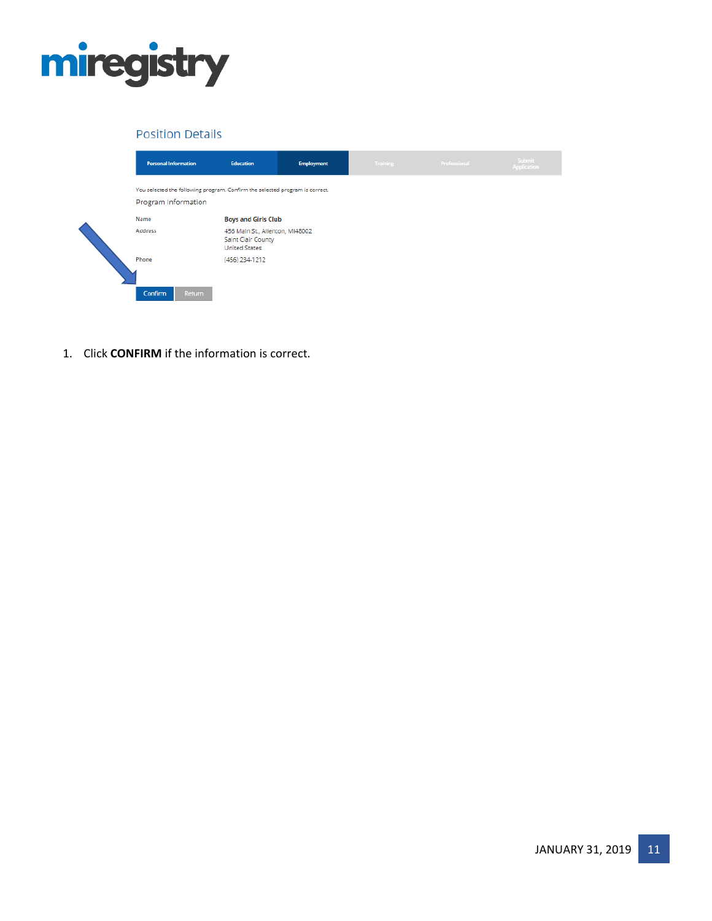Position Details

| Personal Information | Education | Employment | Training | Professional | Submit Application |
|---|---|---|---|---|---|

You selected the following program. Confirm the selected program is correct.

Program Information

| | |
|---|---|
| Name | **Boys and Girls Club** |
| Address | 456 Main St., Allenton, MI48002<br>Saint Clair County<br>United States |
| Phone | (456) 234-1212 |

Confirm | Return

1. Click **CONFIRM** if the information is correct.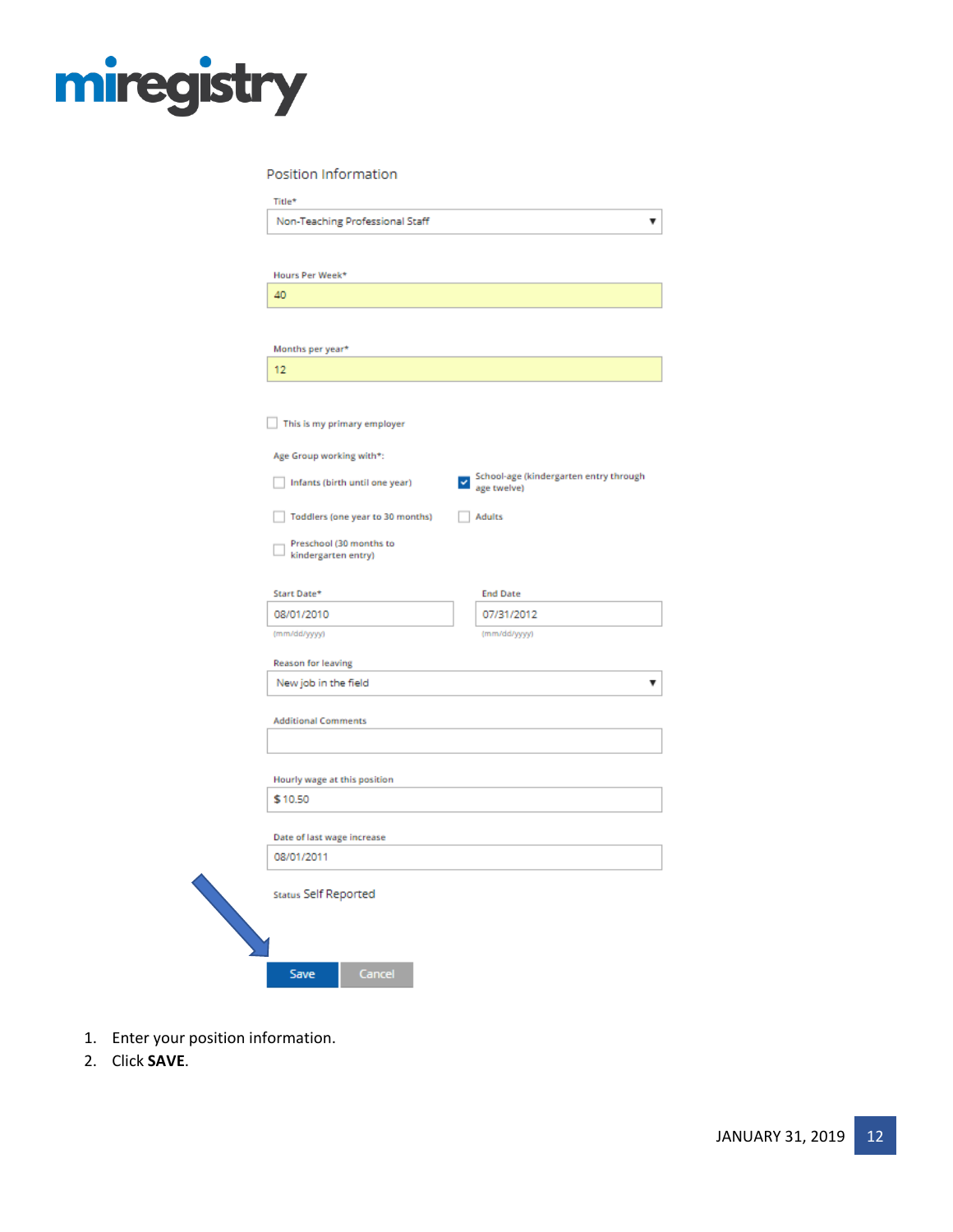Position Information

Title*

Non-Teaching Professional Staff

Hours Per Week*

40

Months per year*

12

- [ ] This is my primary employer

Age Group working with*:

- [ ] Infants (birth until one year)
- [x] School-age (kindergarten entry through age twelve)
- [ ] Toddlers (one year to 30 months)
- [ ] Adults
- [ ] Preschool (30 months to kindergarten entry)

Start Date*

08/01/2010

(mm/dd/yyyy)

End Date

07/31/2012

(mm/dd/yyyy)

Reason for leaving

New job in the field

Additional Comments

Hourly wage at this position

$ 10.50

Date of last wage increase

08/01/2011

Status Self Reported

Save | Cancel

1. Enter your position information.
2. Click **SAVE**.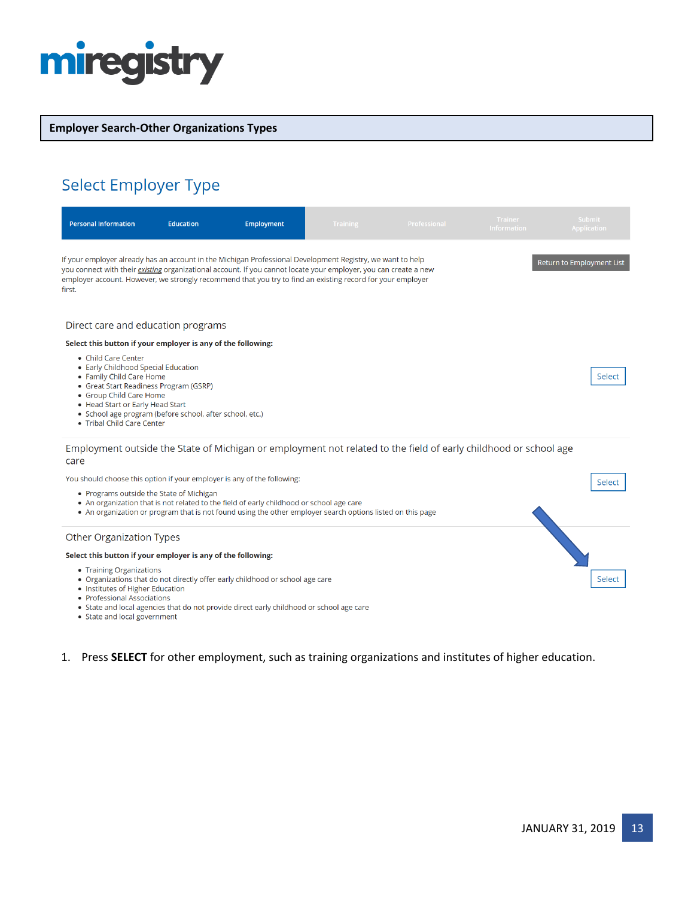# Employer Search-Other Organizations Types

## Select Employer Type

| Personal Information | Education | Employment | Training | Professional | Trainer Information | Submit Application |
|---|---|---|---|---|---|---|

If your employer already has an account in the Michigan Professional Development Registry, we want to help you connect with their *existing* organizational account. If you cannot locate your employer, you can create a new employer account. However, we strongly recommend that you try to find an existing record for your employer first.

Return to Employment List

### Direct care and education programs

**Select this button if your employer is any of the following:**

- Child Care Center
- Early Childhood Special Education
- Family Child Care Home
- Great Start Readiness Program (GSRP)
- Group Child Care Home
- Head Start or Early Head Start
- School age program (before school, after school, etc.)
- Tribal Child Care Center

Select

### Employment outside the State of Michigan or employment not related to the field of early childhood or school age care

You should choose this option if your employer is any of the following:

- Programs outside the State of Michigan
- An organization that is not related to the field of early childhood or school age care
- An organization or program that is not found using the other employer search options listed on this page

Select

### Other Organization Types

**Select this button if your employer is any of the following:**

- Training Organizations
- Organizations that do not directly offer early childhood or school age care
- Institutes of Higher Education
- Professional Associations
- State and local agencies that do not provide direct early childhood or school age care
- State and local government

Select

1. Press **SELECT** for other employment, such as training organizations and institutes of higher education.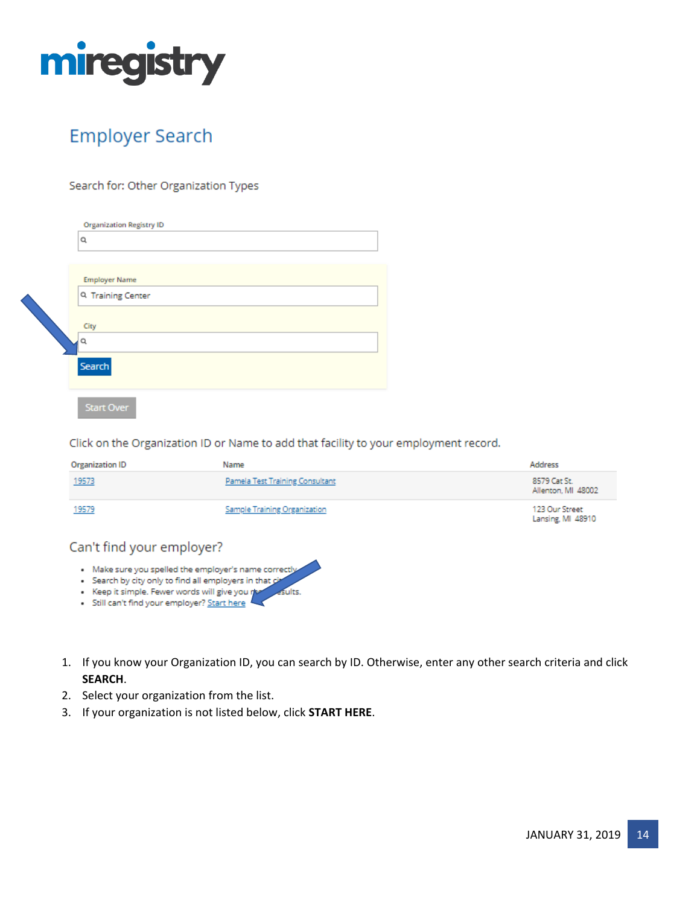# Employer Search

Search for: Other Organization Types

Organization Registry ID

Employer Name

Training Center

City

Search

Start Over

Click on the Organization ID or Name to add that facility to your employment record.

| Organization ID | Name | Address |
|---|---|---|
| 19573 | Pamela Test Training Consultant | 8579 Cat St. Allenton, MI 48002 |
| 19579 | Sample Training Organization | 123 Our Street Lansing, MI 48910 |

## Can't find your employer?

- Make sure you spelled the employer's name correctly.
- Search by city only to find all employers in that city.
- Keep it simple. Fewer words will give you more results.
- Still can't find your employer? Start here

1. If you know your Organization ID, you can search by ID. Otherwise, enter any other search criteria and click **SEARCH**.
2. Select your organization from the list.
3. If your organization is not listed below, click **START HERE**.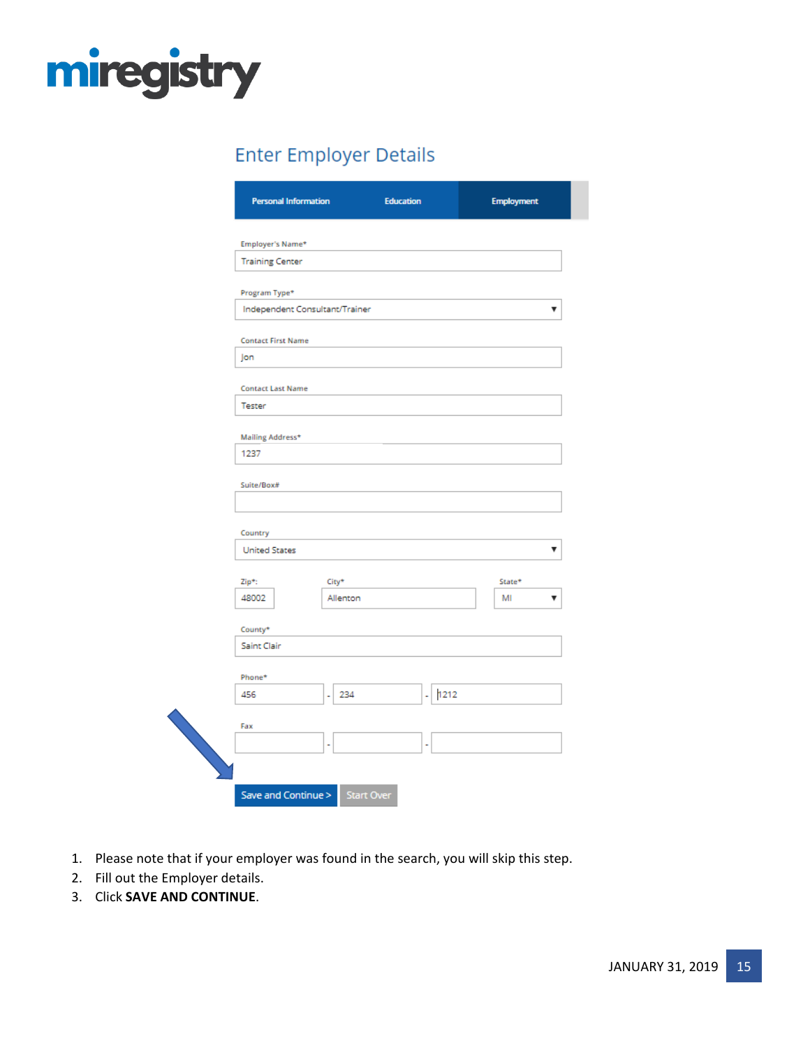## Enter Employer Details

Personal Information | Education | Employment

Employer's Name*
Training Center

Program Type*
Independent Consultant/Trainer

Contact First Name
Jon

Contact Last Name
Tester

Mailing Address*
1237

Suite/Box#

Country
United States

Zip*: 48002 | City* Allenton | State* MI

County*
Saint Clair

Phone*
456 - 234 - 1212

Fax
- -

Save and Continue > | Start Over

1. Please note that if your employer was found in the search, you will skip this step.
2. Fill out the Employer details.
3. Click **SAVE AND CONTINUE**.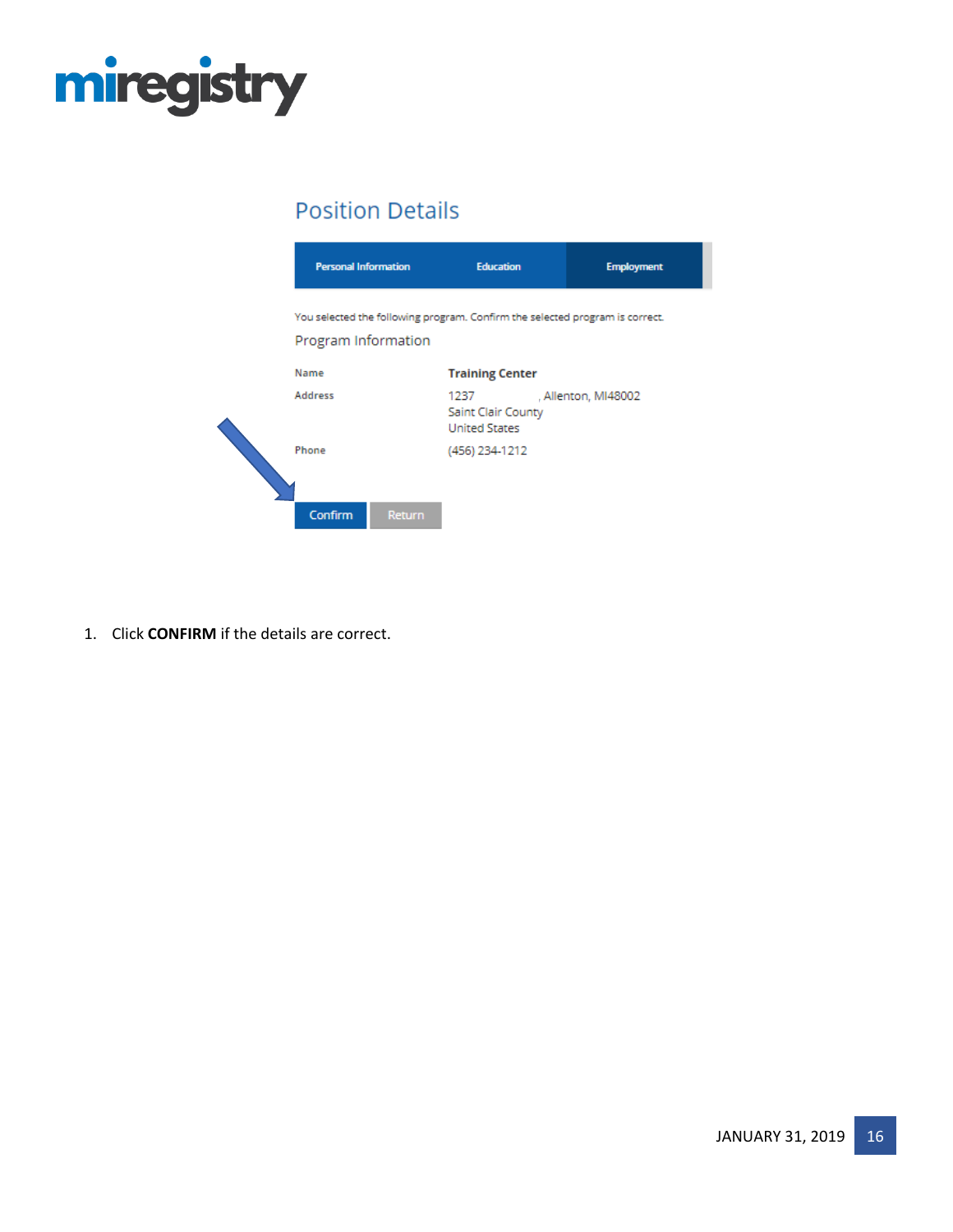# miregistry

## Position Details

Personal Information | Education | Employment

You selected the following program. Confirm the selected program is correct.

### Program Information

| | |
|---|---|
| Name | **Training Center** |
| Address | 1237 , Allenton, MI48002<br>Saint Clair County<br>United States |
| Phone | (456) 234-1212 |

Confirm Return

1. Click **CONFIRM** if the details are correct.

JANUARY 31, 2019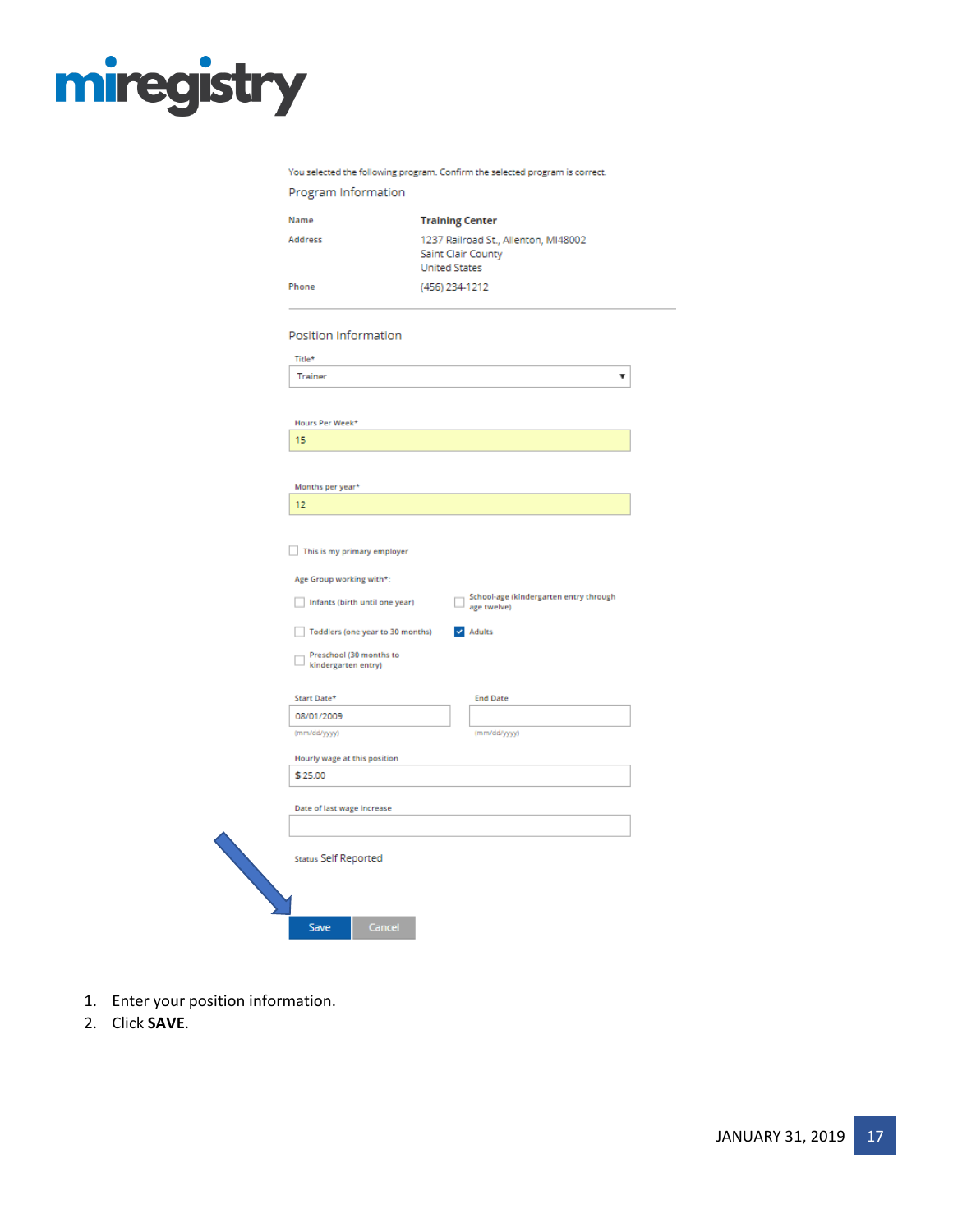You selected the following program. Confirm the selected program is correct.

Program Information

| | |
|---|---|
| Name | **Training Center** |
| Address | 1237 Railroad St., Allenton, MI48002<br>Saint Clair County<br>United States |
| Phone | (456) 234-1212 |

Position Information

Title*
Trainer

Hours Per Week*
15

Months per year*
12

- [ ] This is my primary employer

Age Group working with*:

- [ ] Infants (birth until one year)
- [ ] Toddlers (one year to 30 months)
- [ ] Preschool (30 months to kindergarten entry)
- [ ] School-age (kindergarten entry through age twelve)
- [x] Adults

Start Date*
08/01/2009
(mm/dd/yyyy)

End Date
(mm/dd/yyyy)

Hourly wage at this position
$ 25.00

Date of last wage increase

Status Self Reported

Save Cancel

1. Enter your position information.
2. Click **SAVE**.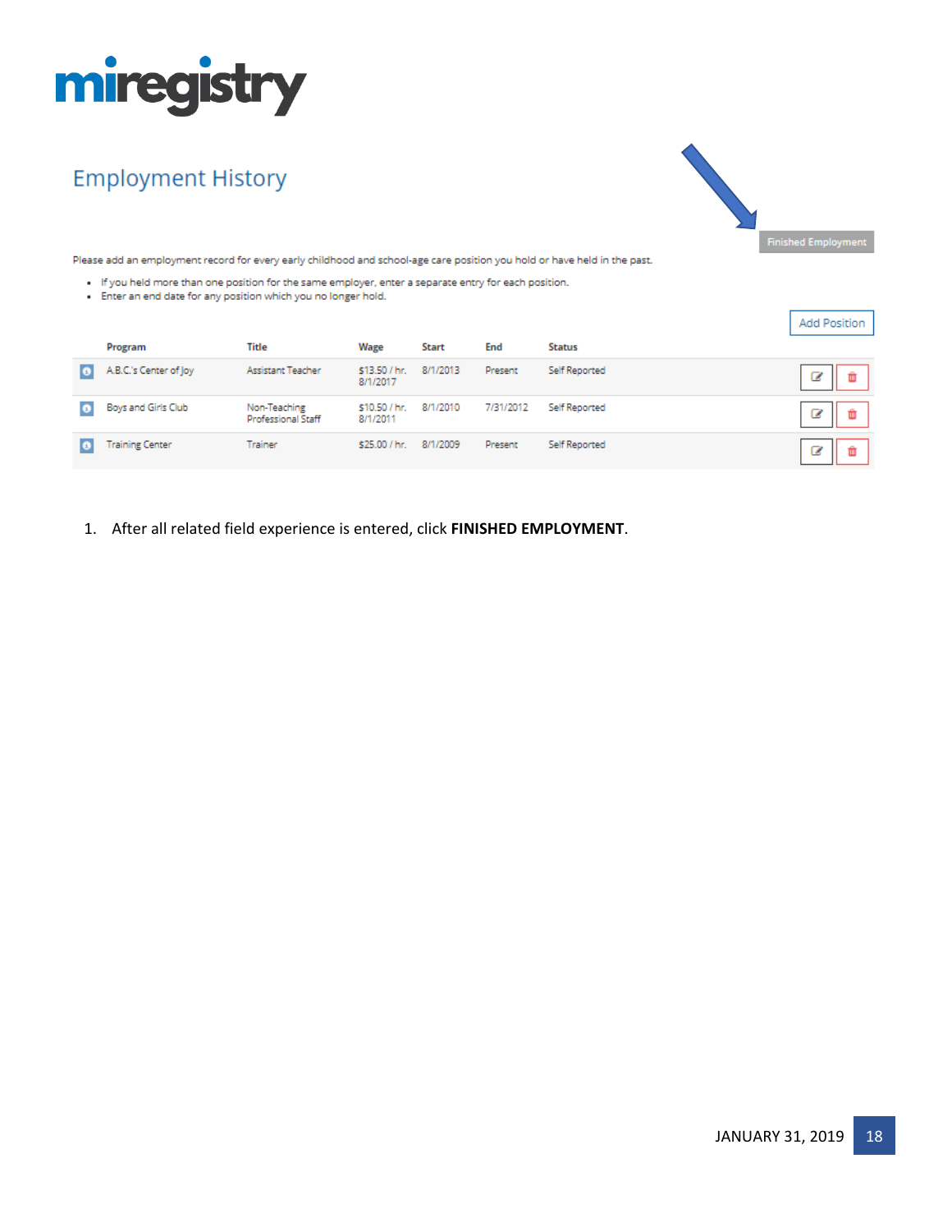miregistry

## Employment History

Finished Employment

Please add an employment record for every early childhood and school-age care position you hold or have held in the past.

- If you held more than one position for the same employer, enter a separate entry for each position.
- Enter an end date for any position which you no longer hold.

Add Position

| Program | Title | Wage | Start | End | Status |
|---|---|---|---|---|---|
| A.B.C.'s Center of Joy | Assistant Teacher | $13.50 / hr. 8/1/2017 | 8/1/2013 | Present | Self Reported |
| Boys and Girls Club | Non-Teaching Professional Staff | $10.50 / hr. 8/1/2011 | 8/1/2010 | 7/31/2012 | Self Reported |
| Training Center | Trainer | $25.00 / hr. | 8/1/2009 | Present | Self Reported |

1. After all related field experience is entered, click **FINISHED EMPLOYMENT**.

JANUARY 31, 2019